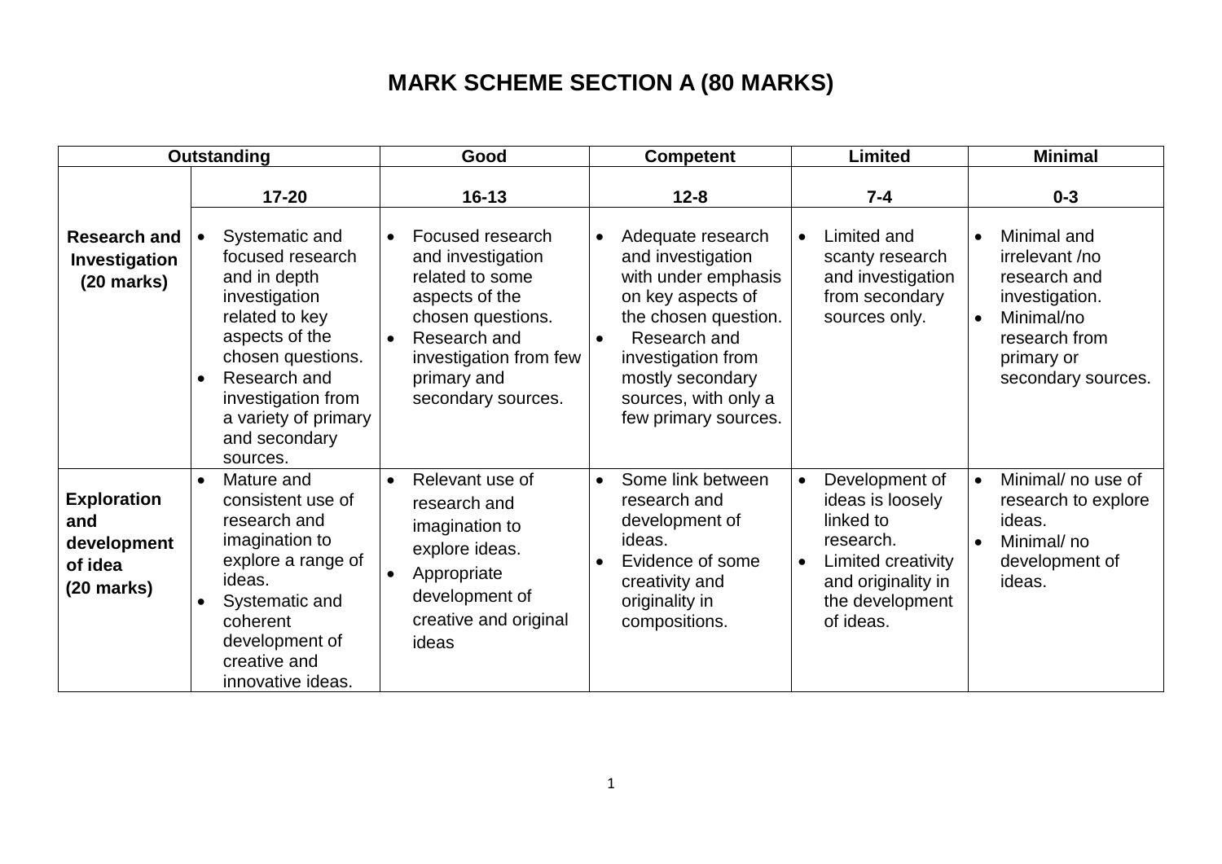# MARK SCHEME SECTION A (80 MARKS)

| Outstanding | | Good | Competent | Limited | Minimal |
|---|---|---|---|---|---|
| | 17-20 | 16-13 | 12-8 | 7-4 | 0-3 |
| **Research and Investigation (20 marks)** | • Systematic and focused research and in depth investigation related to key aspects of the chosen questions.<br>• Research and investigation from a variety of primary and secondary sources. | • Focused research and investigation related to some aspects of the chosen questions.<br>• Research and investigation from few primary and secondary sources. | • Adequate research and investigation with under emphasis on key aspects of the chosen question.<br>• Research and investigation from mostly secondary sources, with only a few primary sources. | • Limited and scanty research and investigation from secondary sources only. | • Minimal and irrelevant /no research and investigation.<br>• Minimal/no research from primary or secondary sources. |
| **Exploration and development of idea (20 marks)** | • Mature and consistent use of research and imagination to explore a range of ideas.<br>• Systematic and coherent development of creative and innovative ideas. | • Relevant use of research and imagination to explore ideas.<br>• Appropriate development of creative and original ideas | • Some link between research and development of ideas.<br>• Evidence of some creativity and originality in compositions. | • Development of ideas is loosely linked to research.<br>• Limited creativity and originality in the development of ideas. | • Minimal/ no use of research to explore ideas.<br>• Minimal/ no development of ideas. |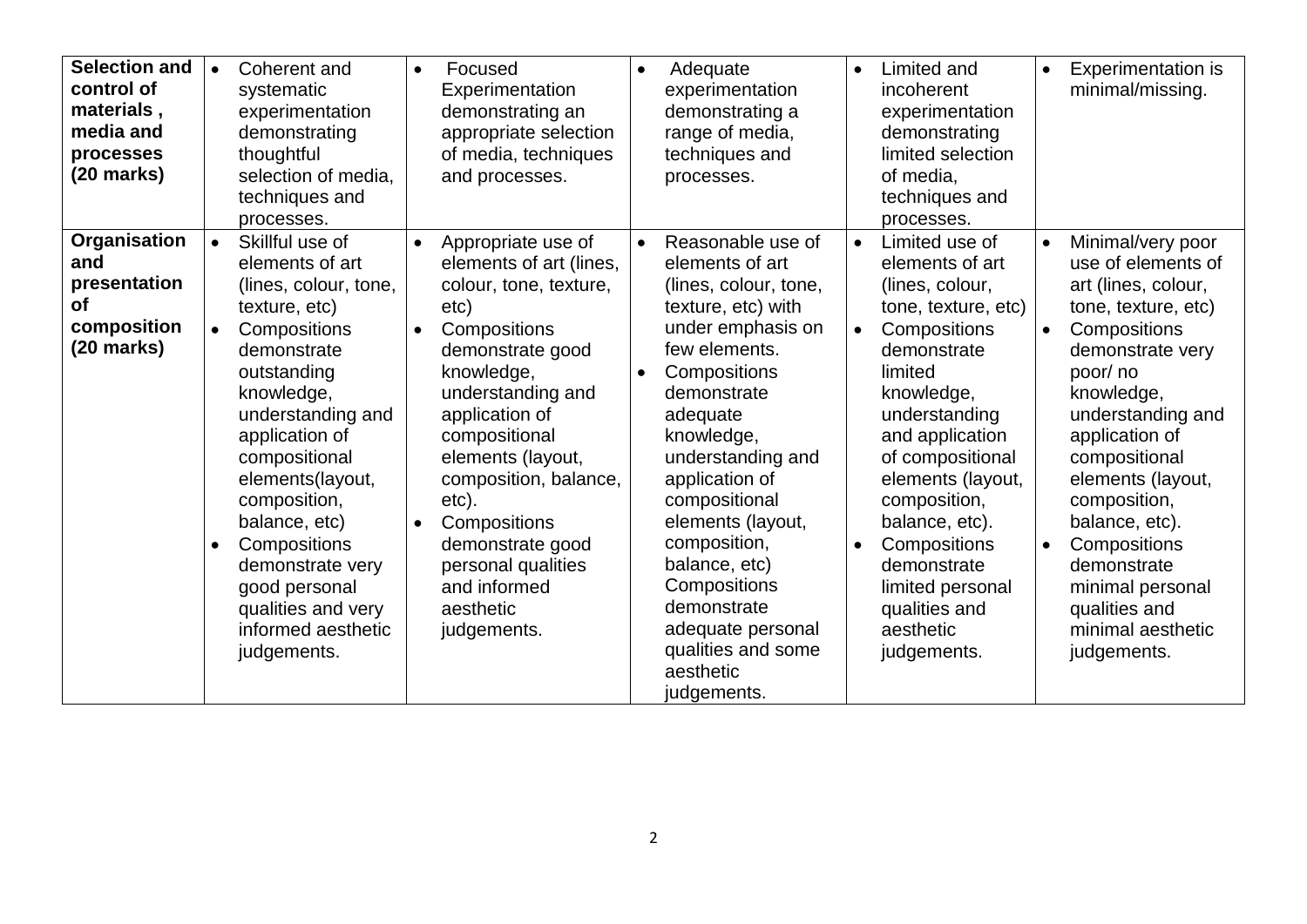| | | | | | |
|---|---|---|---|---|---|
| **Selection and control of materials , media and processes (20 marks)** | • Coherent and systematic experimentation demonstrating thoughtful selection of media, techniques and processes. | • Focused Experimentation demonstrating an appropriate selection of media, techniques and processes. | • Adequate experimentation demonstrating a range of media, techniques and processes. | • Limited and incoherent experimentation demonstrating limited selection of media, techniques and processes. | • Experimentation is minimal/missing. |
| **Organisation and presentation of composition (20 marks)** | • Skillful use of elements of art (lines, colour, tone, texture, etc) <br> • Compositions demonstrate outstanding knowledge, understanding and application of compositional elements(layout, composition, balance, etc) <br> • Compositions demonstrate very good personal qualities and very informed aesthetic judgements. | • Appropriate use of elements of art (lines, colour, tone, texture, etc) <br> • Compositions demonstrate good knowledge, understanding and application of compositional elements (layout, composition, balance, etc). <br> • Compositions demonstrate good personal qualities and informed aesthetic judgements. | • Reasonable use of elements of art (lines, colour, tone, texture, etc) with under emphasis on few elements. <br> • Compositions demonstrate adequate knowledge, understanding and application of compositional elements (layout, composition, balance, etc) Compositions demonstrate adequate personal qualities and some aesthetic judgements. | • Limited use of elements of art (lines, colour, tone, texture, etc) <br> • Compositions demonstrate limited knowledge, understanding and application of compositional elements (layout, composition, balance, etc). <br> • Compositions demonstrate limited personal qualities and aesthetic judgements. | • Minimal/very poor use of elements of art (lines, colour, tone, texture, etc) <br> • Compositions demonstrate very poor/ no knowledge, understanding and application of compositional elements (layout, composition, balance, etc). <br> • Compositions demonstrate minimal personal qualities and minimal aesthetic judgements. |